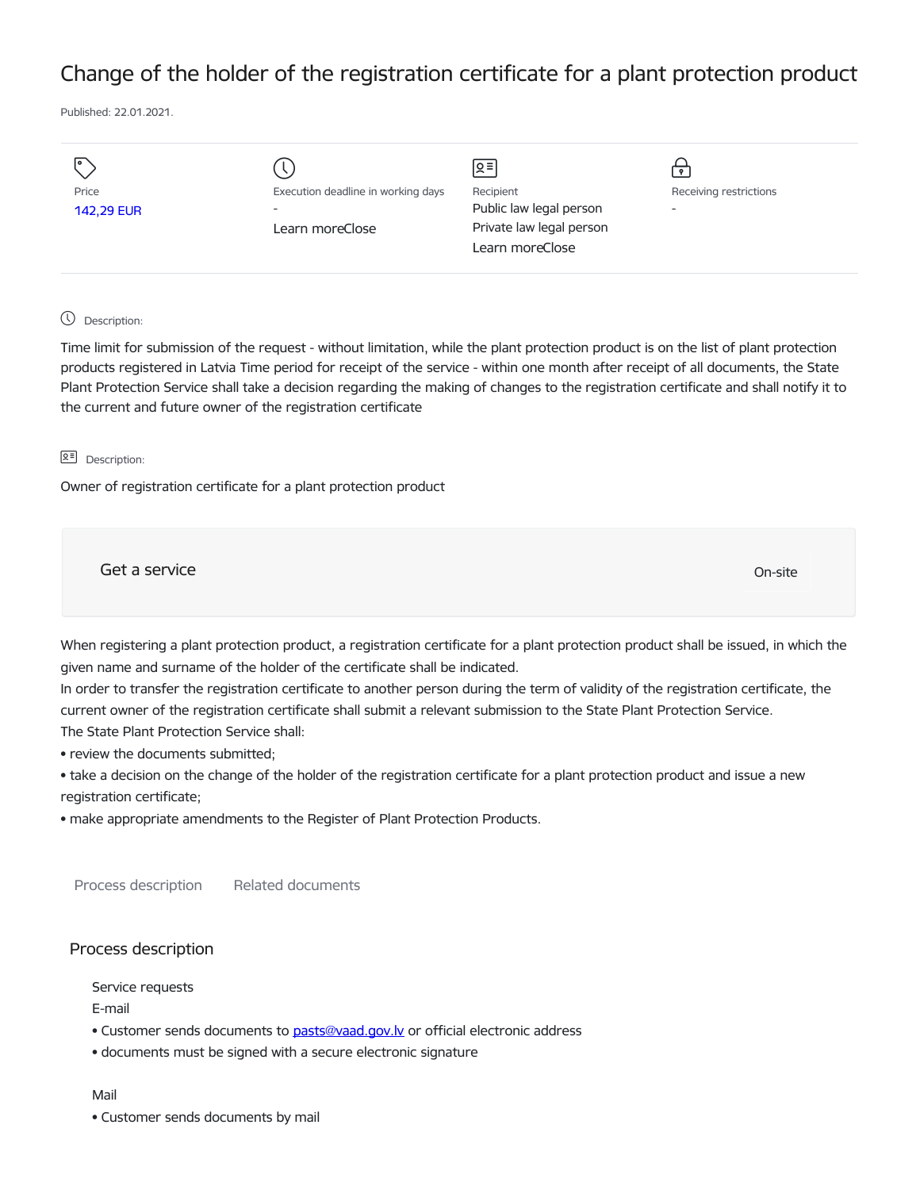# Change of the holder of the registration certificate for a plant protection product

Published: 22.01.2021.

| Price | Execution deadline in working days | Recipient | Receiving restrictions |
| --- | --- | --- | --- |
| 142,29 EUR | - | Public law legal person<br>Private law legal person | - |
| | Learn moreClose | Learn moreClose | |

Description:

Time limit for submission of the request - without limitation, while the plant protection product is on the list of plant protection products registered in Latvia Time period for receipt of the service - within one month after receipt of all documents, the State Plant Protection Service shall take a decision regarding the making of changes to the registration certificate and shall notify it to the current and future owner of the registration certificate

Description:

Owner of registration certificate for a plant protection product

Get a service

On-site

When registering a plant protection product, a registration certificate for a plant protection product shall be issued, in which the given name and surname of the holder of the certificate shall be indicated.
In order to transfer the registration certificate to another person during the term of validity of the registration certificate, the current owner of the registration certificate shall submit a relevant submission to the State Plant Protection Service.
The State Plant Protection Service shall:

- review the documents submitted;
- take a decision on the change of the holder of the registration certificate for a plant protection product and issue a new registration certificate;
- make appropriate amendments to the Register of Plant Protection Products.

Process description

Related documents

## Process description

Service requests

E-mail

- Customer sends documents to pasts@vaad.gov.lv or official electronic address
- documents must be signed with a secure electronic signature

Mail

- Customer sends documents by mail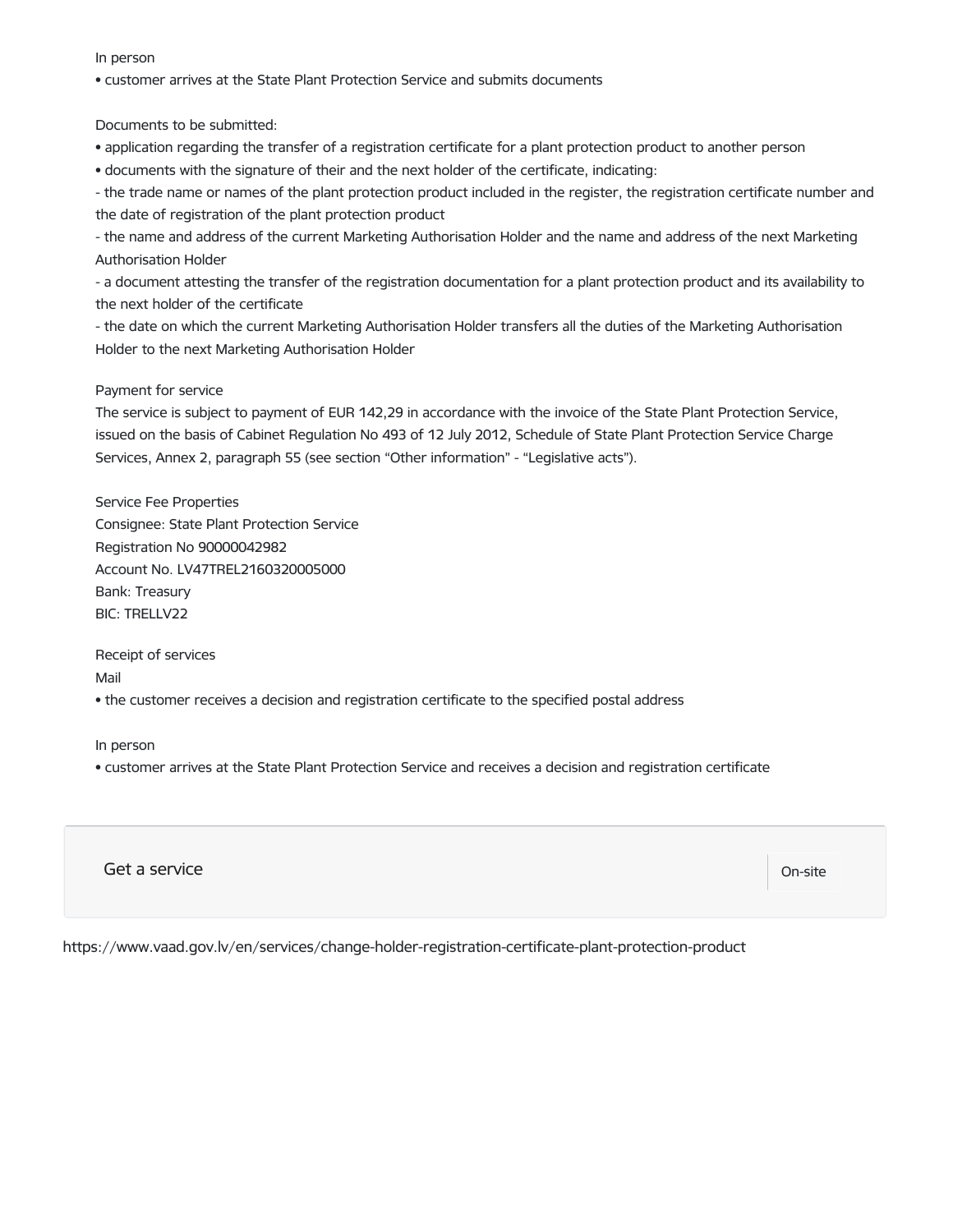In person

- customer arrives at the State Plant Protection Service and submits documents

Documents to be submitted:

- application regarding the transfer of a registration certificate for a plant protection product to another person
- documents with the signature of their and the next holder of the certificate, indicating:

- the trade name or names of the plant protection product included in the register, the registration certificate number and the date of registration of the plant protection product
- the name and address of the current Marketing Authorisation Holder and the name and address of the next Marketing Authorisation Holder
- a document attesting the transfer of the registration documentation for a plant protection product and its availability to the next holder of the certificate
- the date on which the current Marketing Authorisation Holder transfers all the duties of the Marketing Authorisation Holder to the next Marketing Authorisation Holder

Payment for service

The service is subject to payment of EUR 142,29 in accordance with the invoice of the State Plant Protection Service, issued on the basis of Cabinet Regulation No 493 of 12 July 2012, Schedule of State Plant Protection Service Charge Services, Annex 2, paragraph 55 (see section "Other information" - "Legislative acts").

Service Fee Properties

Consignee: State Plant Protection Service

Registration No 90000042982

Account No. LV47TREL2160320005000

Bank: Treasury

BIC: TRELLV22

Receipt of services

Mail

- the customer receives a decision and registration certificate to the specified postal address

In person

- customer arrives at the State Plant Protection Service and receives a decision and registration certificate

Get a service

On-site

https://www.vaad.gov.lv/en/services/change-holder-registration-certificate-plant-protection-product